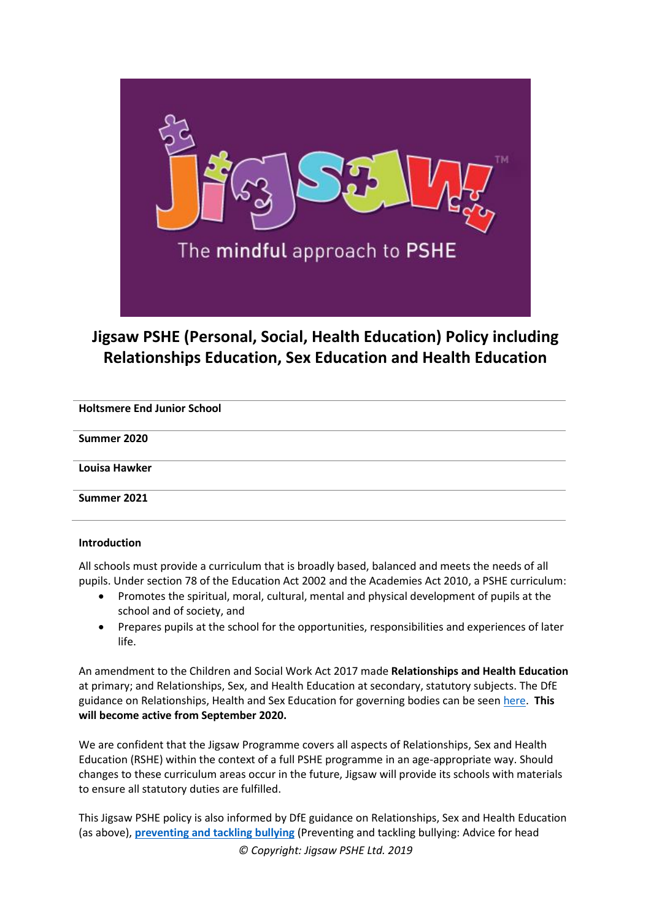# Jigsaw PSHE (Personal, Social, Health Education) Policy including Relationships Education, Sex Education and Health Education

| **Holtsmere End Junior School** |
|---|
| **Summer 2020** |
| **Louisa Hawker** |
| **Summer 2021** |

**Introduction**

All schools must provide a curriculum that is broadly based, balanced and meets the needs of all pupils. Under section 78 of the Education Act 2002 and the Academies Act 2010, a PSHE curriculum:

- Promotes the spiritual, moral, cultural, mental and physical development of pupils at the school and of society, and
- Prepares pupils at the school for the opportunities, responsibilities and experiences of later life.

An amendment to the Children and Social Work Act 2017 made **Relationships and Health Education** at primary; and Relationships, Sex, and Health Education at secondary, statutory subjects. The DfE guidance on Relationships, Health and Sex Education for governing bodies can be seen here. **This will become active from September 2020.**

We are confident that the Jigsaw Programme covers all aspects of Relationships, Sex and Health Education (RSHE) within the context of a full PSHE programme in an age-appropriate way. Should changes to these curriculum areas occur in the future, Jigsaw will provide its schools with materials to ensure all statutory duties are fulfilled.

This Jigsaw PSHE policy is also informed by DfE guidance on Relationships, Sex and Health Education (as above), **preventing and tackling bullying** (Preventing and tackling bullying: Advice for head

*© Copyright: Jigsaw PSHE Ltd. 2019*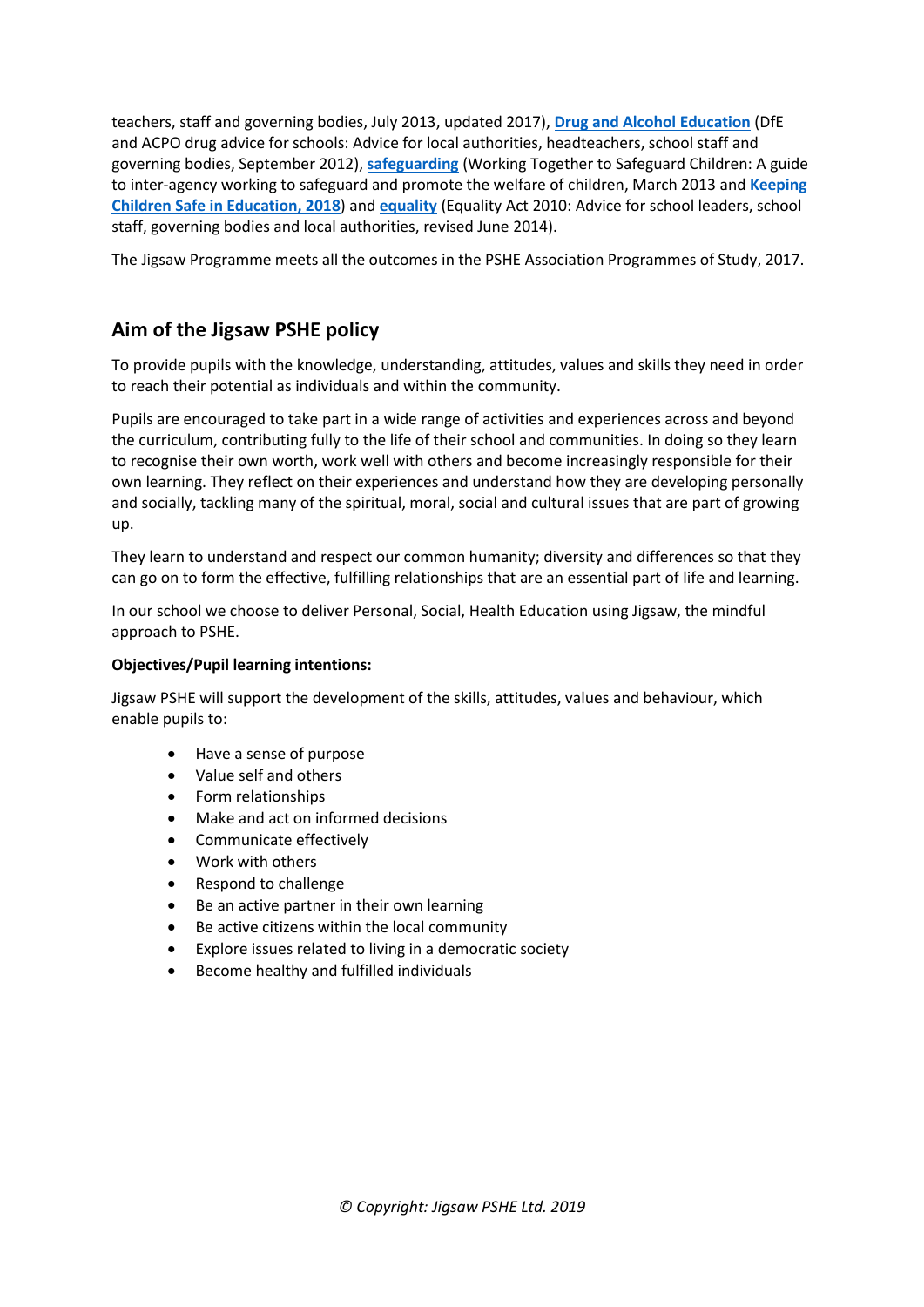teachers, staff and governing bodies, July 2013, updated 2017), **Drug and Alcohol Education** (DfE and ACPO drug advice for schools: Advice for local authorities, headteachers, school staff and governing bodies, September 2012), **safeguarding** (Working Together to Safeguard Children: A guide to inter-agency working to safeguard and promote the welfare of children, March 2013 and **Keeping Children Safe in Education, 2018**) and **equality** (Equality Act 2010: Advice for school leaders, school staff, governing bodies and local authorities, revised June 2014).

The Jigsaw Programme meets all the outcomes in the PSHE Association Programmes of Study, 2017.

## Aim of the Jigsaw PSHE policy

To provide pupils with the knowledge, understanding, attitudes, values and skills they need in order to reach their potential as individuals and within the community.

Pupils are encouraged to take part in a wide range of activities and experiences across and beyond the curriculum, contributing fully to the life of their school and communities. In doing so they learn to recognise their own worth, work well with others and become increasingly responsible for their own learning. They reflect on their experiences and understand how they are developing personally and socially, tackling many of the spiritual, moral, social and cultural issues that are part of growing up.

They learn to understand and respect our common humanity; diversity and differences so that they can go on to form the effective, fulfilling relationships that are an essential part of life and learning.

In our school we choose to deliver Personal, Social, Health Education using Jigsaw, the mindful approach to PSHE.

**Objectives/Pupil learning intentions:**

Jigsaw PSHE will support the development of the skills, attitudes, values and behaviour, which enable pupils to:

- Have a sense of purpose
- Value self and others
- Form relationships
- Make and act on informed decisions
- Communicate effectively
- Work with others
- Respond to challenge
- Be an active partner in their own learning
- Be active citizens within the local community
- Explore issues related to living in a democratic society
- Become healthy and fulfilled individuals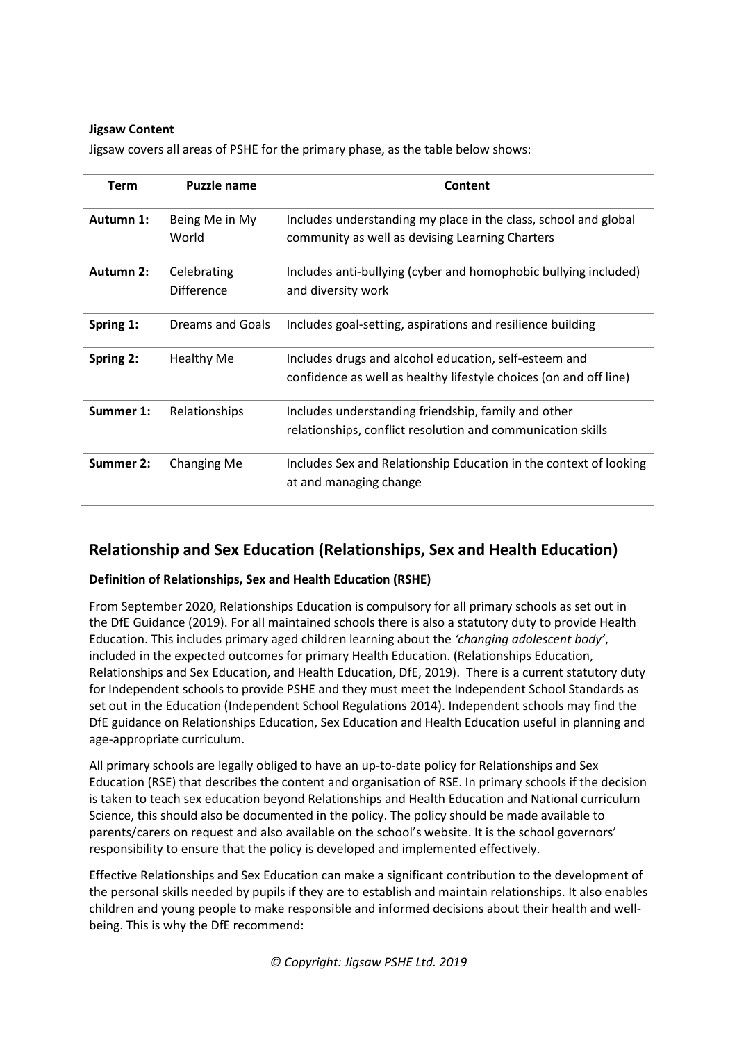**Jigsaw Content**

Jigsaw covers all areas of PSHE for the primary phase, as the table below shows:

| Term | Puzzle name | Content |
|---|---|---|
| **Autumn 1:** | Being Me in My World | Includes understanding my place in the class, school and global community as well as devising Learning Charters |
| **Autumn 2:** | Celebrating Difference | Includes anti-bullying (cyber and homophobic bullying included) and diversity work |
| **Spring 1:** | Dreams and Goals | Includes goal-setting, aspirations and resilience building |
| **Spring 2:** | Healthy Me | Includes drugs and alcohol education, self-esteem and confidence as well as healthy lifestyle choices (on and off line) |
| **Summer 1:** | Relationships | Includes understanding friendship, family and other relationships, conflict resolution and communication skills |
| **Summer 2:** | Changing Me | Includes Sex and Relationship Education in the context of looking at and managing change |

## Relationship and Sex Education (Relationships, Sex and Health Education)

**Definition of Relationships, Sex and Health Education (RSHE)**

From September 2020, Relationships Education is compulsory for all primary schools as set out in the DfE Guidance (2019). For all maintained schools there is also a statutory duty to provide Health Education. This includes primary aged children learning about the *'changing adolescent body'*, included in the expected outcomes for primary Health Education. (Relationships Education, Relationships and Sex Education, and Health Education, DfE, 2019). There is a current statutory duty for Independent schools to provide PSHE and they must meet the Independent School Standards as set out in the Education (Independent School Regulations 2014). Independent schools may find the DfE guidance on Relationships Education, Sex Education and Health Education useful in planning and age-appropriate curriculum.

All primary schools are legally obliged to have an up-to-date policy for Relationships and Sex Education (RSE) that describes the content and organisation of RSE. In primary schools if the decision is taken to teach sex education beyond Relationships and Health Education and National curriculum Science, this should also be documented in the policy. The policy should be made available to parents/carers on request and also available on the school's website. It is the school governors' responsibility to ensure that the policy is developed and implemented effectively.

Effective Relationships and Sex Education can make a significant contribution to the development of the personal skills needed by pupils if they are to establish and maintain relationships. It also enables children and young people to make responsible and informed decisions about their health and well-being. This is why the DfE recommend: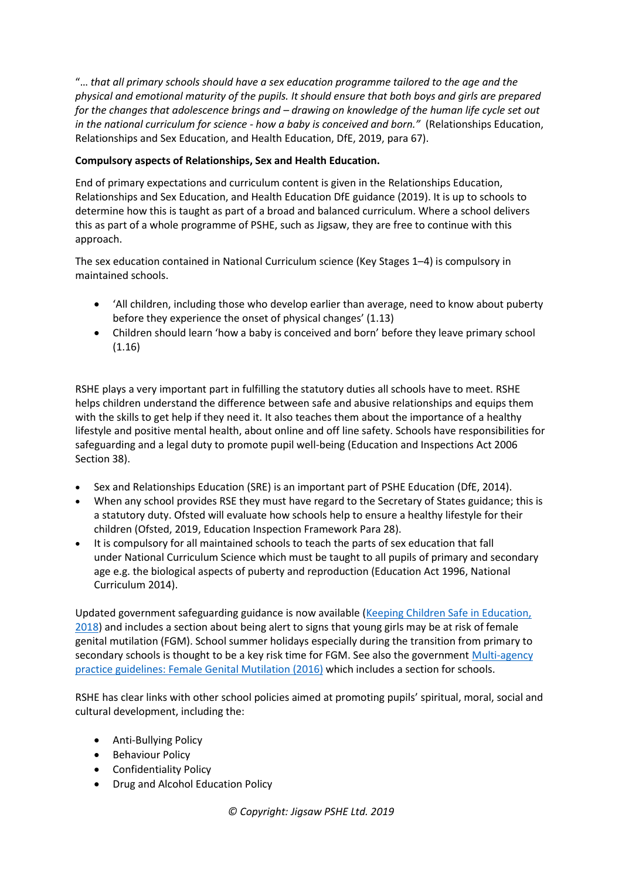"*… that all primary schools should have a sex education programme tailored to the age and the physical and emotional maturity of the pupils. It should ensure that both boys and girls are prepared for the changes that adolescence brings and – drawing on knowledge of the human life cycle set out in the national curriculum for science - how a baby is conceived and born.*" (Relationships Education, Relationships and Sex Education, and Health Education, DfE, 2019, para 67).

**Compulsory aspects of Relationships, Sex and Health Education.**

End of primary expectations and curriculum content is given in the Relationships Education, Relationships and Sex Education, and Health Education DfE guidance (2019). It is up to schools to determine how this is taught as part of a broad and balanced curriculum. Where a school delivers this as part of a whole programme of PSHE, such as Jigsaw, they are free to continue with this approach.

The sex education contained in National Curriculum science (Key Stages 1–4) is compulsory in maintained schools.

- 'All children, including those who develop earlier than average, need to know about puberty before they experience the onset of physical changes' (1.13)
- Children should learn 'how a baby is conceived and born' before they leave primary school (1.16)

RSHE plays a very important part in fulfilling the statutory duties all schools have to meet. RSHE helps children understand the difference between safe and abusive relationships and equips them with the skills to get help if they need it. It also teaches them about the importance of a healthy lifestyle and positive mental health, about online and off line safety. Schools have responsibilities for safeguarding and a legal duty to promote pupil well-being (Education and Inspections Act 2006 Section 38).

- Sex and Relationships Education (SRE) is an important part of PSHE Education (DfE, 2014).
- When any school provides RSE they must have regard to the Secretary of States guidance; this is a statutory duty. Ofsted will evaluate how schools help to ensure a healthy lifestyle for their children (Ofsted, 2019, Education Inspection Framework Para 28).
- It is compulsory for all maintained schools to teach the parts of sex education that fall under National Curriculum Science which must be taught to all pupils of primary and secondary age e.g. the biological aspects of puberty and reproduction (Education Act 1996, National Curriculum 2014).

Updated government safeguarding guidance is now available (Keeping Children Safe in Education, 2018) and includes a section about being alert to signs that young girls may be at risk of female genital mutilation (FGM). School summer holidays especially during the transition from primary to secondary schools is thought to be a key risk time for FGM. See also the government Multi-agency practice guidelines: Female Genital Mutilation (2016) which includes a section for schools.

RSHE has clear links with other school policies aimed at promoting pupils' spiritual, moral, social and cultural development, including the:

- Anti-Bullying Policy
- Behaviour Policy
- Confidentiality Policy
- Drug and Alcohol Education Policy

*© Copyright: Jigsaw PSHE Ltd. 2019*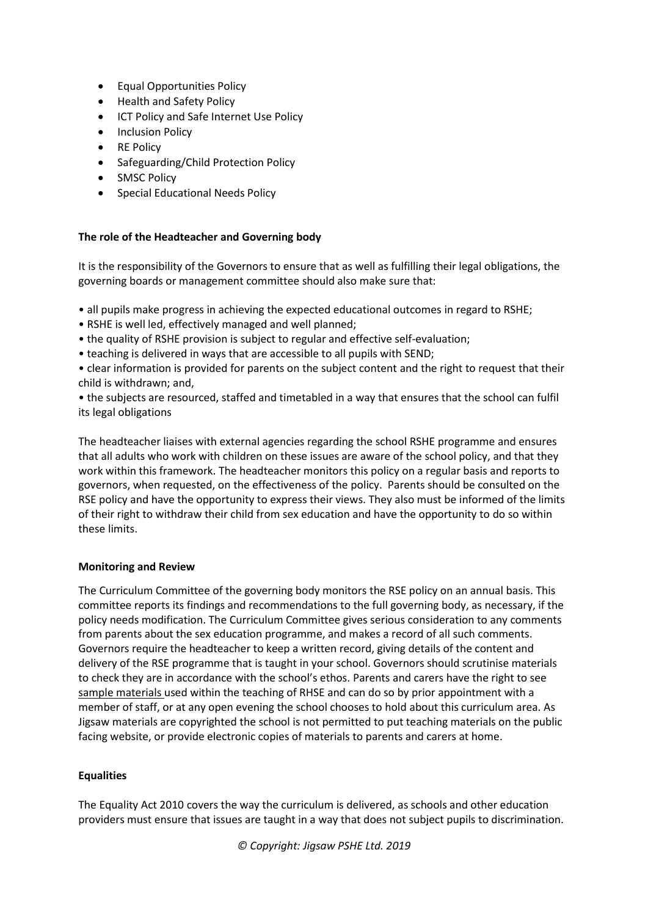- Equal Opportunities Policy
- Health and Safety Policy
- ICT Policy and Safe Internet Use Policy
- Inclusion Policy
- RE Policy
- Safeguarding/Child Protection Policy
- SMSC Policy
- Special Educational Needs Policy

**The role of the Headteacher and Governing body**

It is the responsibility of the Governors to ensure that as well as fulfilling their legal obligations, the governing boards or management committee should also make sure that:

- all pupils make progress in achieving the expected educational outcomes in regard to RSHE;
- RSHE is well led, effectively managed and well planned;
- the quality of RSHE provision is subject to regular and effective self-evaluation;
- teaching is delivered in ways that are accessible to all pupils with SEND;
- clear information is provided for parents on the subject content and the right to request that their child is withdrawn; and,
- the subjects are resourced, staffed and timetabled in a way that ensures that the school can fulfil its legal obligations

The headteacher liaises with external agencies regarding the school RSHE programme and ensures that all adults who work with children on these issues are aware of the school policy, and that they work within this framework. The headteacher monitors this policy on a regular basis and reports to governors, when requested, on the effectiveness of the policy. Parents should be consulted on the RSE policy and have the opportunity to express their views. They also must be informed of the limits of their right to withdraw their child from sex education and have the opportunity to do so within these limits.

**Monitoring and Review**

The Curriculum Committee of the governing body monitors the RSE policy on an annual basis. This committee reports its findings and recommendations to the full governing body, as necessary, if the policy needs modification. The Curriculum Committee gives serious consideration to any comments from parents about the sex education programme, and makes a record of all such comments. Governors require the headteacher to keep a written record, giving details of the content and delivery of the RSE programme that is taught in your school. Governors should scrutinise materials to check they are in accordance with the school's ethos. Parents and carers have the right to see sample materials used within the teaching of RHSE and can do so by prior appointment with a member of staff, or at any open evening the school chooses to hold about this curriculum area. As Jigsaw materials are copyrighted the school is not permitted to put teaching materials on the public facing website, or provide electronic copies of materials to parents and carers at home.

**Equalities**

The Equality Act 2010 covers the way the curriculum is delivered, as schools and other education providers must ensure that issues are taught in a way that does not subject pupils to discrimination.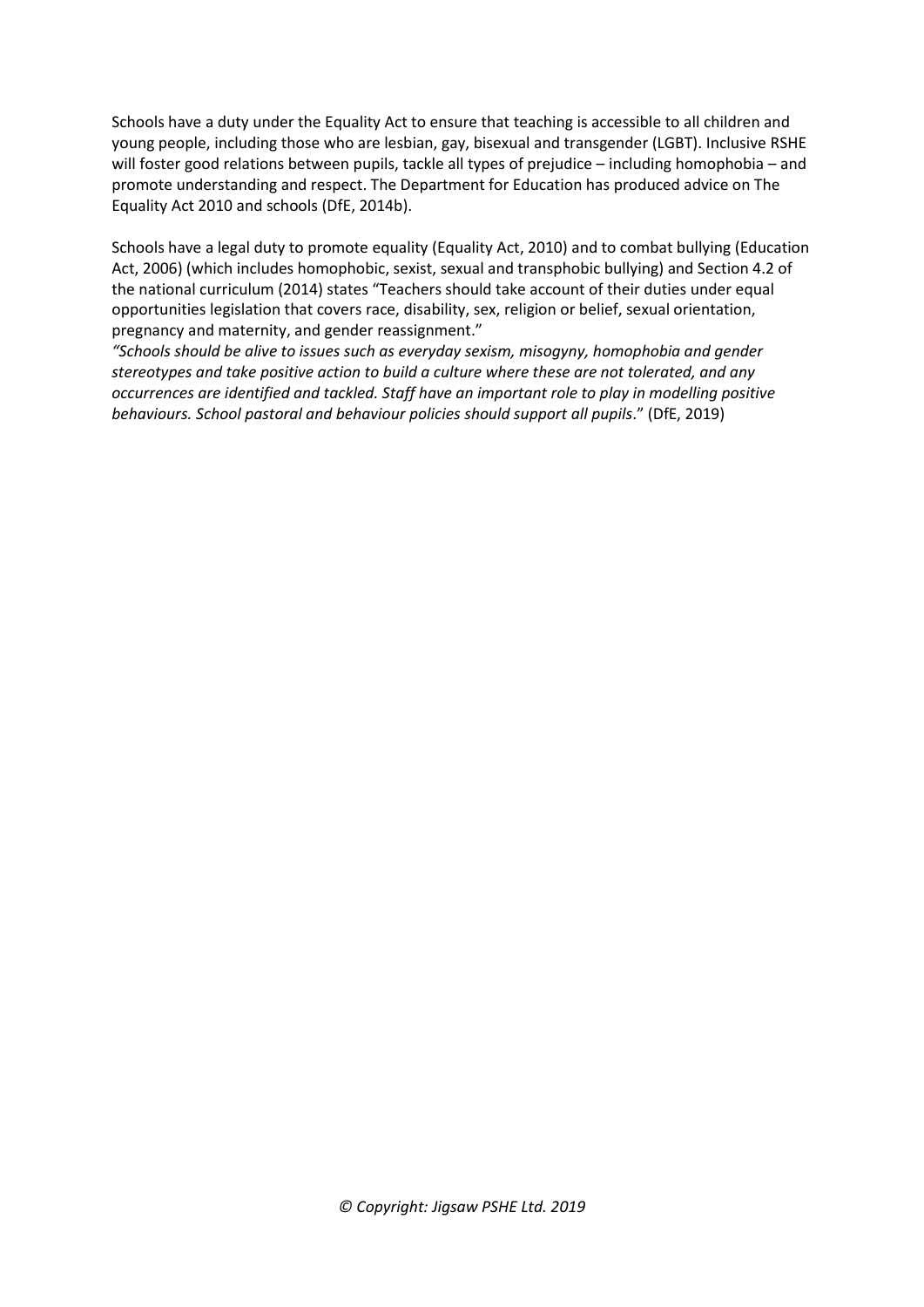Schools have a duty under the Equality Act to ensure that teaching is accessible to all children and young people, including those who are lesbian, gay, bisexual and transgender (LGBT). Inclusive RSHE will foster good relations between pupils, tackle all types of prejudice – including homophobia – and promote understanding and respect. The Department for Education has produced advice on The Equality Act 2010 and schools (DfE, 2014b).

Schools have a legal duty to promote equality (Equality Act, 2010) and to combat bullying (Education Act, 2006) (which includes homophobic, sexist, sexual and transphobic bullying) and Section 4.2 of the national curriculum (2014) states "Teachers should take account of their duties under equal opportunities legislation that covers race, disability, sex, religion or belief, sexual orientation, pregnancy and maternity, and gender reassignment."
*"Schools should be alive to issues such as everyday sexism, misogyny, homophobia and gender stereotypes and take positive action to build a culture where these are not tolerated, and any occurrences are identified and tackled. Staff have an important role to play in modelling positive behaviours. School pastoral and behaviour policies should support all pupils*." (DfE, 2019)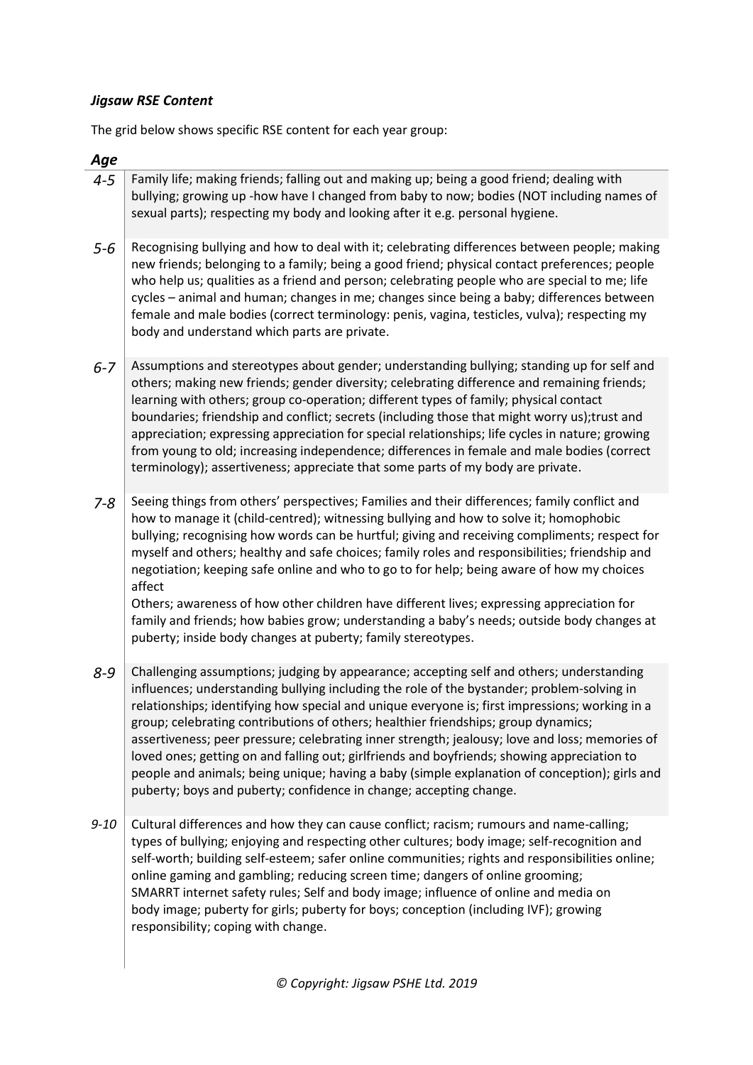### *Jigsaw RSE Content*

The grid below shows specific RSE content for each year group:

| *Age* | |
|---|---|
| *4-5* | Family life; making friends; falling out and making up; being a good friend; dealing with bullying; growing up -how have I changed from baby to now; bodies (NOT including names of sexual parts); respecting my body and looking after it e.g. personal hygiene. |
| *5-6* | Recognising bullying and how to deal with it; celebrating differences between people; making new friends; belonging to a family; being a good friend; physical contact preferences; people who help us; qualities as a friend and person; celebrating people who are special to me; life cycles – animal and human; changes in me; changes since being a baby; differences between female and male bodies (correct terminology: penis, vagina, testicles, vulva); respecting my body and understand which parts are private. |
| *6-7* | Assumptions and stereotypes about gender; understanding bullying; standing up for self and others; making new friends; gender diversity; celebrating difference and remaining friends; learning with others; group co-operation; different types of family; physical contact boundaries; friendship and conflict; secrets (including those that might worry us);trust and appreciation; expressing appreciation for special relationships; life cycles in nature; growing from young to old; increasing independence; differences in female and male bodies (correct terminology); assertiveness; appreciate that some parts of my body are private. |
| *7-8* | Seeing things from others' perspectives; Families and their differences; family conflict and how to manage it (child-centred); witnessing bullying and how to solve it; homophobic bullying; recognising how words can be hurtful; giving and receiving compliments; respect for myself and others; healthy and safe choices; family roles and responsibilities; friendship and negotiation; keeping safe online and who to go to for help; being aware of how my choices affect<br>Others; awareness of how other children have different lives; expressing appreciation for family and friends; how babies grow; understanding a baby's needs; outside body changes at puberty; inside body changes at puberty; family stereotypes. |
| *8-9* | Challenging assumptions; judging by appearance; accepting self and others; understanding influences; understanding bullying including the role of the bystander; problem-solving in relationships; identifying how special and unique everyone is; first impressions; working in a group; celebrating contributions of others; healthier friendships; group dynamics; assertiveness; peer pressure; celebrating inner strength; jealousy; love and loss; memories of loved ones; getting on and falling out; girlfriends and boyfriends; showing appreciation to people and animals; being unique; having a baby (simple explanation of conception); girls and puberty; boys and puberty; confidence in change; accepting change. |
| *9-10* | Cultural differences and how they can cause conflict; racism; rumours and name-calling; types of bullying; enjoying and respecting other cultures; body image; self-recognition and self-worth; building self-esteem; safer online communities; rights and responsibilities online; online gaming and gambling; reducing screen time; dangers of online grooming; SMARRT internet safety rules; Self and body image; influence of online and media on body image; puberty for girls; puberty for boys; conception (including IVF); growing responsibility; coping with change. |

*© Copyright: Jigsaw PSHE Ltd. 2019*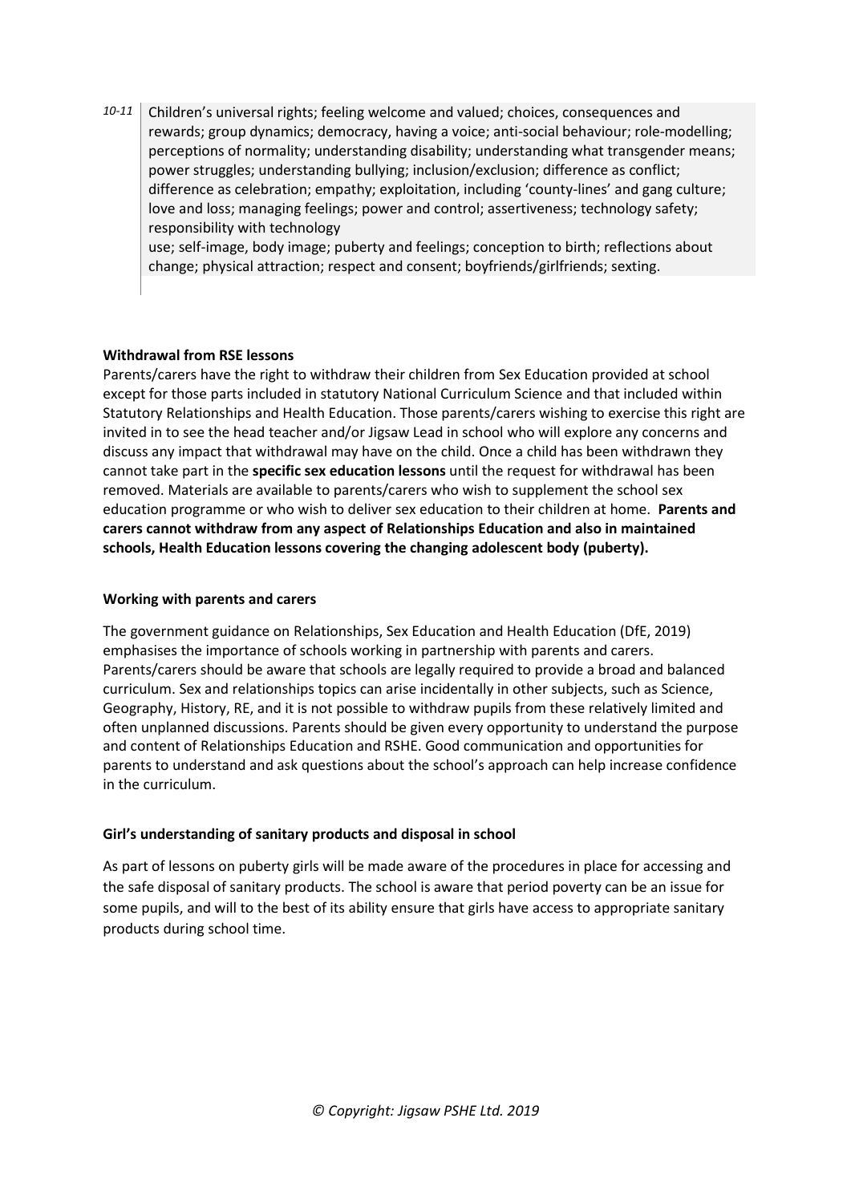| | |
|---|---|
| *10-11* | Children's universal rights; feeling welcome and valued; choices, consequences and rewards; group dynamics; democracy, having a voice; anti-social behaviour; role-modelling; perceptions of normality; understanding disability; understanding what transgender means; power struggles; understanding bullying; inclusion/exclusion; difference as conflict; difference as celebration; empathy; exploitation, including 'county-lines' and gang culture; love and loss; managing feelings; power and control; assertiveness; technology safety; responsibility with technology use; self-image, body image; puberty and feelings; conception to birth; reflections about change; physical attraction; respect and consent; boyfriends/girlfriends; sexting. |

**Withdrawal from RSE lessons**

Parents/carers have the right to withdraw their children from Sex Education provided at school except for those parts included in statutory National Curriculum Science and that included within Statutory Relationships and Health Education. Those parents/carers wishing to exercise this right are invited in to see the head teacher and/or Jigsaw Lead in school who will explore any concerns and discuss any impact that withdrawal may have on the child. Once a child has been withdrawn they cannot take part in the **specific sex education lessons** until the request for withdrawal has been removed. Materials are available to parents/carers who wish to supplement the school sex education programme or who wish to deliver sex education to their children at home. **Parents and carers cannot withdraw from any aspect of Relationships Education and also in maintained schools, Health Education lessons covering the changing adolescent body (puberty).**

**Working with parents and carers**

The government guidance on Relationships, Sex Education and Health Education (DfE, 2019) emphasises the importance of schools working in partnership with parents and carers. Parents/carers should be aware that schools are legally required to provide a broad and balanced curriculum. Sex and relationships topics can arise incidentally in other subjects, such as Science, Geography, History, RE, and it is not possible to withdraw pupils from these relatively limited and often unplanned discussions. Parents should be given every opportunity to understand the purpose and content of Relationships Education and RSHE. Good communication and opportunities for parents to understand and ask questions about the school's approach can help increase confidence in the curriculum.

**Girl's understanding of sanitary products and disposal in school**

As part of lessons on puberty girls will be made aware of the procedures in place for accessing and the safe disposal of sanitary products. The school is aware that period poverty can be an issue for some pupils, and will to the best of its ability ensure that girls have access to appropriate sanitary products during school time.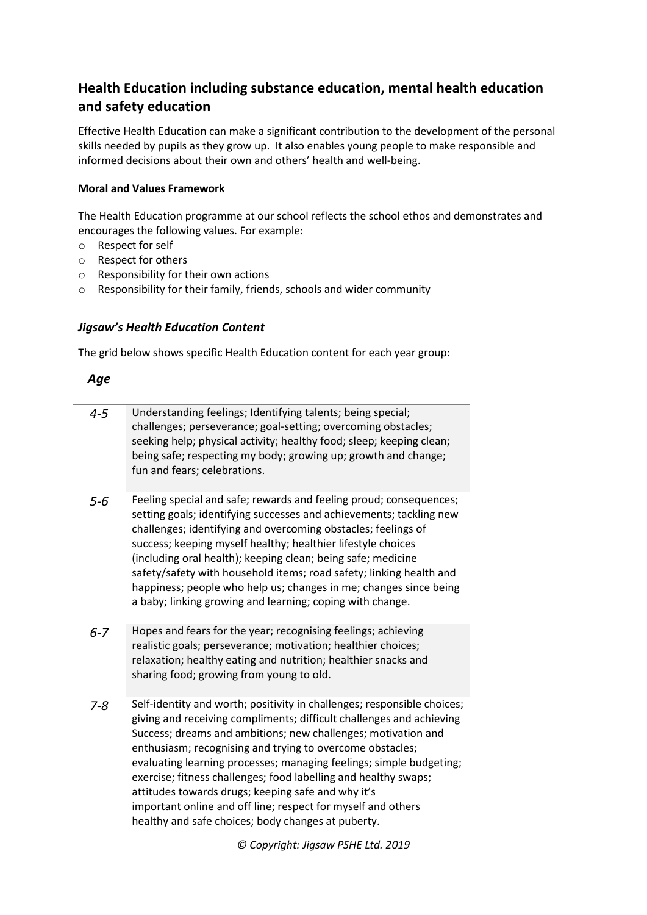## Health Education including substance education, mental health education and safety education

Effective Health Education can make a significant contribution to the development of the personal skills needed by pupils as they grow up. It also enables young people to make responsible and informed decisions about their own and others' health and well-being.

#### Moral and Values Framework

The Health Education programme at our school reflects the school ethos and demonstrates and encourages the following values. For example:

- Respect for self
- Respect for others
- Responsibility for their own actions
- Responsibility for their family, friends, schools and wider community

### *Jigsaw's Health Education Content*

The grid below shows specific Health Education content for each year group:

| *Age* | |
|---|---|
| *4-5* | Understanding feelings; Identifying talents; being special; challenges; perseverance; goal-setting; overcoming obstacles; seeking help; physical activity; healthy food; sleep; keeping clean; being safe; respecting my body; growing up; growth and change; fun and fears; celebrations. |
| *5-6* | Feeling special and safe; rewards and feeling proud; consequences; setting goals; identifying successes and achievements; tackling new challenges; identifying and overcoming obstacles; feelings of success; keeping myself healthy; healthier lifestyle choices (including oral health); keeping clean; being safe; medicine safety/safety with household items; road safety; linking health and happiness; people who help us; changes in me; changes since being a baby; linking growing and learning; coping with change. |
| *6-7* | Hopes and fears for the year; recognising feelings; achieving realistic goals; perseverance; motivation; healthier choices; relaxation; healthy eating and nutrition; healthier snacks and sharing food; growing from young to old. |
| *7-8* | Self-identity and worth; positivity in challenges; responsible choices; giving and receiving compliments; difficult challenges and achieving Success; dreams and ambitions; new challenges; motivation and enthusiasm; recognising and trying to overcome obstacles; evaluating learning processes; managing feelings; simple budgeting; exercise; fitness challenges; food labelling and healthy swaps; attitudes towards drugs; keeping safe and why it's important online and off line; respect for myself and others healthy and safe choices; body changes at puberty. |

*© Copyright: Jigsaw PSHE Ltd. 2019*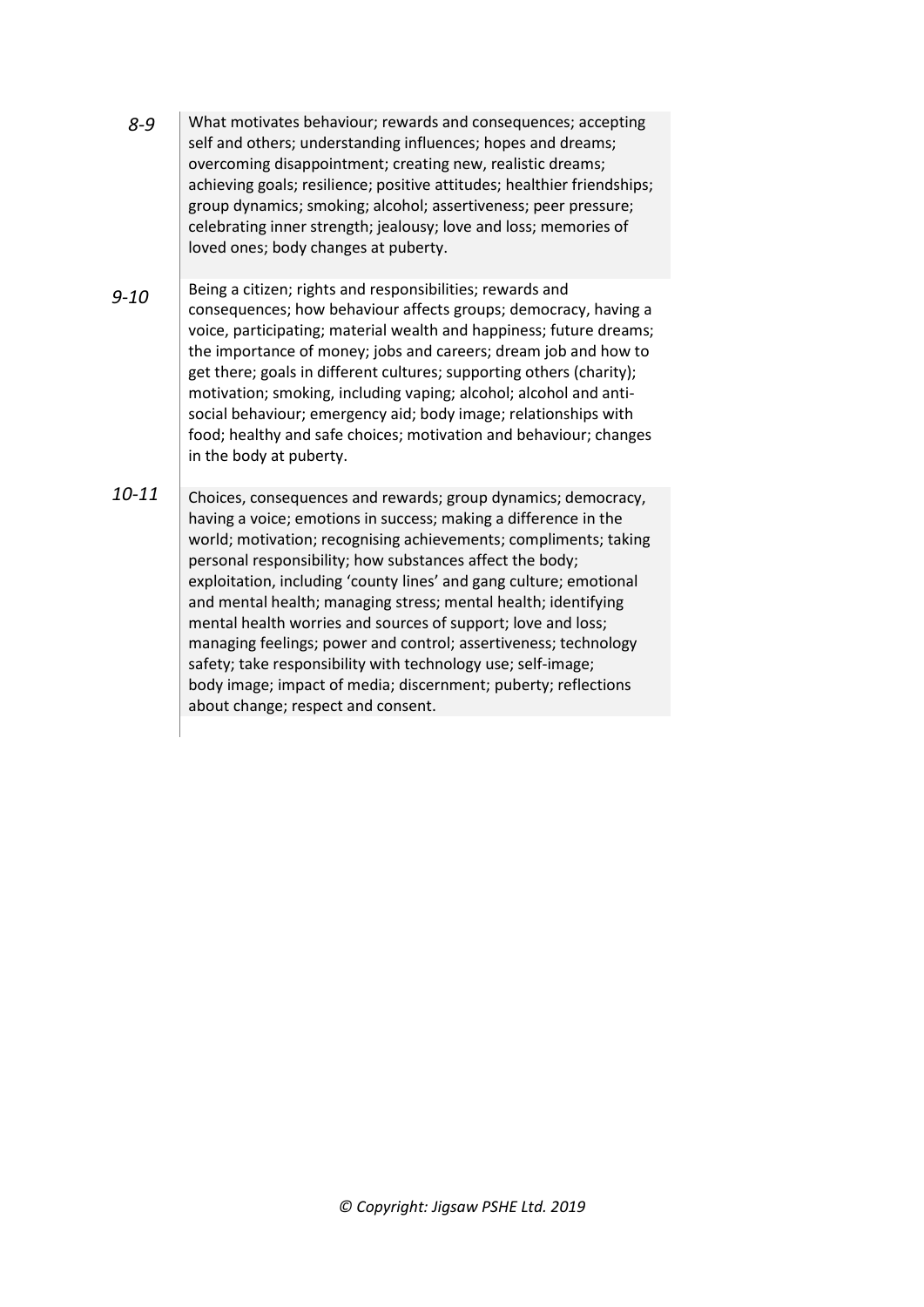| | |
|---|---|
| *8-9* | What motivates behaviour; rewards and consequences; accepting self and others; understanding influences; hopes and dreams; overcoming disappointment; creating new, realistic dreams; achieving goals; resilience; positive attitudes; healthier friendships; group dynamics; smoking; alcohol; assertiveness; peer pressure; celebrating inner strength; jealousy; love and loss; memories of loved ones; body changes at puberty. |
| *9-10* | Being a citizen; rights and responsibilities; rewards and consequences; how behaviour affects groups; democracy, having a voice, participating; material wealth and happiness; future dreams; the importance of money; jobs and careers; dream job and how to get there; goals in different cultures; supporting others (charity); motivation; smoking, including vaping; alcohol; alcohol and anti-social behaviour; emergency aid; body image; relationships with food; healthy and safe choices; motivation and behaviour; changes in the body at puberty. |
| *10-11* | Choices, consequences and rewards; group dynamics; democracy, having a voice; emotions in success; making a difference in the world; motivation; recognising achievements; compliments; taking personal responsibility; how substances affect the body; exploitation, including 'county lines' and gang culture; emotional and mental health; managing stress; mental health; identifying mental health worries and sources of support; love and loss; managing feelings; power and control; assertiveness; technology safety; take responsibility with technology use; self-image; body image; impact of media; discernment; puberty; reflections about change; respect and consent. |

*© Copyright: Jigsaw PSHE Ltd. 2019*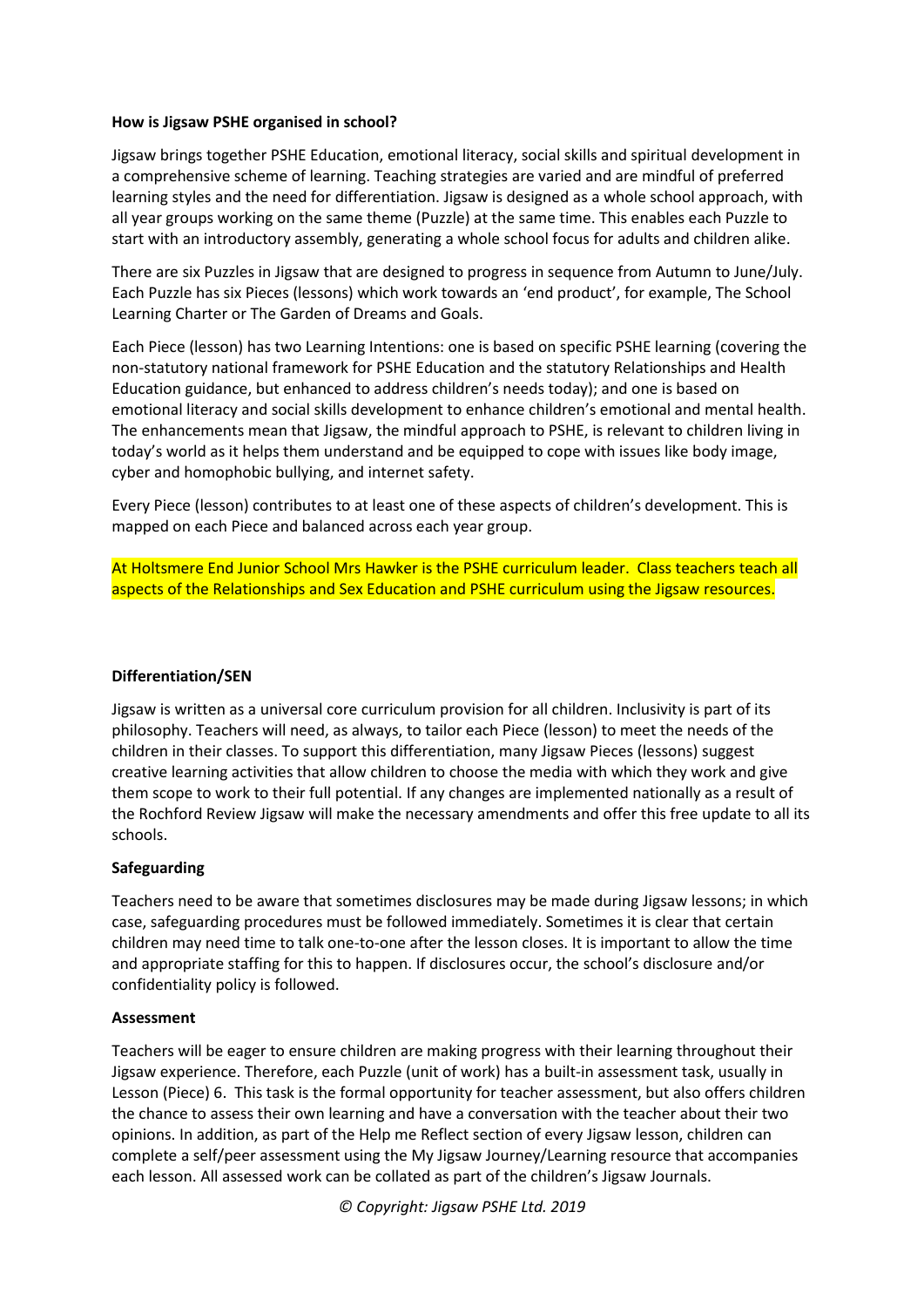**How is Jigsaw PSHE organised in school?**

Jigsaw brings together PSHE Education, emotional literacy, social skills and spiritual development in a comprehensive scheme of learning. Teaching strategies are varied and are mindful of preferred learning styles and the need for differentiation. Jigsaw is designed as a whole school approach, with all year groups working on the same theme (Puzzle) at the same time. This enables each Puzzle to start with an introductory assembly, generating a whole school focus for adults and children alike.

There are six Puzzles in Jigsaw that are designed to progress in sequence from Autumn to June/July. Each Puzzle has six Pieces (lessons) which work towards an 'end product', for example, The School Learning Charter or The Garden of Dreams and Goals.

Each Piece (lesson) has two Learning Intentions: one is based on specific PSHE learning (covering the non-statutory national framework for PSHE Education and the statutory Relationships and Health Education guidance, but enhanced to address children's needs today); and one is based on emotional literacy and social skills development to enhance children's emotional and mental health. The enhancements mean that Jigsaw, the mindful approach to PSHE, is relevant to children living in today's world as it helps them understand and be equipped to cope with issues like body image, cyber and homophobic bullying, and internet safety.

Every Piece (lesson) contributes to at least one of these aspects of children's development. This is mapped on each Piece and balanced across each year group.

At Holtsmere End Junior School Mrs Hawker is the PSHE curriculum leader. Class teachers teach all aspects of the Relationships and Sex Education and PSHE curriculum using the Jigsaw resources.

**Differentiation/SEN**

Jigsaw is written as a universal core curriculum provision for all children. Inclusivity is part of its philosophy. Teachers will need, as always, to tailor each Piece (lesson) to meet the needs of the children in their classes. To support this differentiation, many Jigsaw Pieces (lessons) suggest creative learning activities that allow children to choose the media with which they work and give them scope to work to their full potential. If any changes are implemented nationally as a result of the Rochford Review Jigsaw will make the necessary amendments and offer this free update to all its schools.

**Safeguarding**

Teachers need to be aware that sometimes disclosures may be made during Jigsaw lessons; in which case, safeguarding procedures must be followed immediately. Sometimes it is clear that certain children may need time to talk one-to-one after the lesson closes. It is important to allow the time and appropriate staffing for this to happen. If disclosures occur, the school's disclosure and/or confidentiality policy is followed.

**Assessment**

Teachers will be eager to ensure children are making progress with their learning throughout their Jigsaw experience. Therefore, each Puzzle (unit of work) has a built-in assessment task, usually in Lesson (Piece) 6. This task is the formal opportunity for teacher assessment, but also offers children the chance to assess their own learning and have a conversation with the teacher about their two opinions. In addition, as part of the Help me Reflect section of every Jigsaw lesson, children can complete a self/peer assessment using the My Jigsaw Journey/Learning resource that accompanies each lesson. All assessed work can be collated as part of the children's Jigsaw Journals.

*© Copyright: Jigsaw PSHE Ltd. 2019*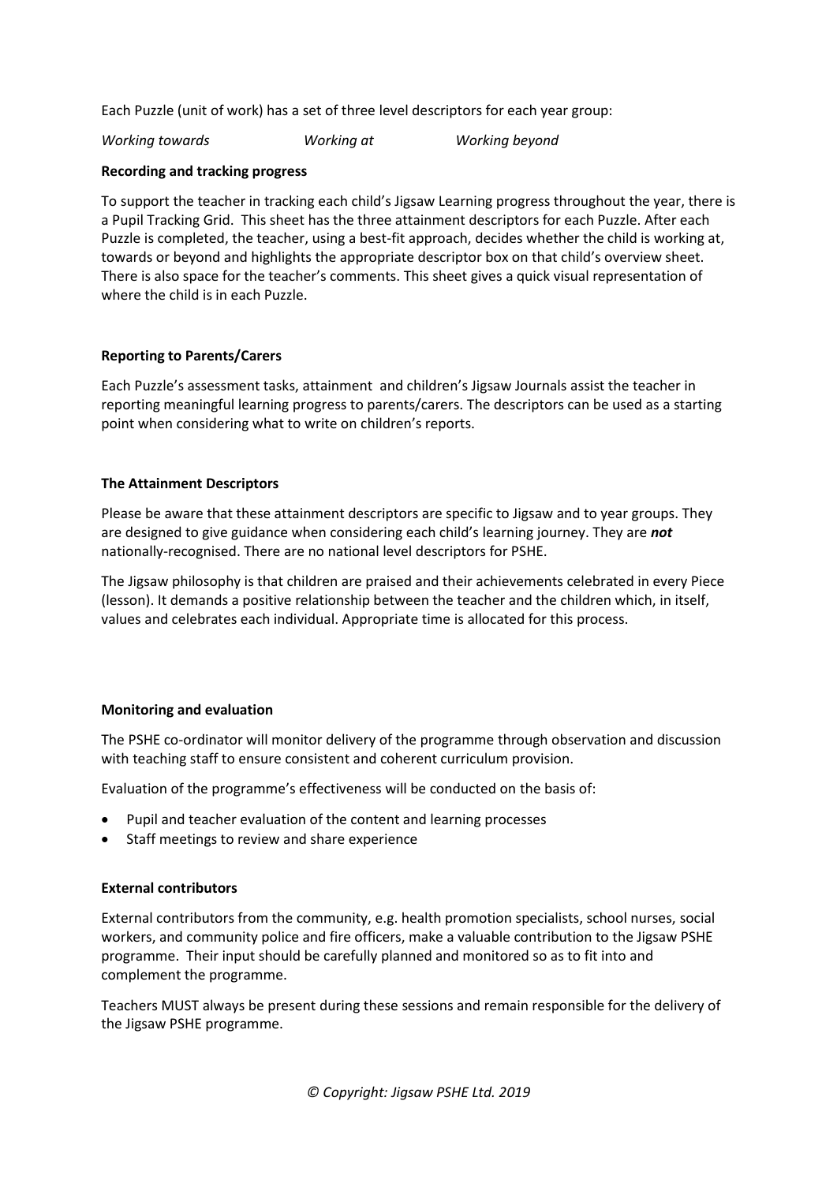Each Puzzle (unit of work) has a set of three level descriptors for each year group:

*Working towards* *Working at* *Working beyond*

**Recording and tracking progress**

To support the teacher in tracking each child's Jigsaw Learning progress throughout the year, there is a Pupil Tracking Grid. This sheet has the three attainment descriptors for each Puzzle. After each Puzzle is completed, the teacher, using a best-fit approach, decides whether the child is working at, towards or beyond and highlights the appropriate descriptor box on that child's overview sheet. There is also space for the teacher's comments. This sheet gives a quick visual representation of where the child is in each Puzzle.

**Reporting to Parents/Carers**

Each Puzzle's assessment tasks, attainment and children's Jigsaw Journals assist the teacher in reporting meaningful learning progress to parents/carers. The descriptors can be used as a starting point when considering what to write on children's reports.

**The Attainment Descriptors**

Please be aware that these attainment descriptors are specific to Jigsaw and to year groups. They are designed to give guidance when considering each child's learning journey. They are ***not*** nationally-recognised. There are no national level descriptors for PSHE.

The Jigsaw philosophy is that children are praised and their achievements celebrated in every Piece (lesson). It demands a positive relationship between the teacher and the children which, in itself, values and celebrates each individual. Appropriate time is allocated for this process.

**Monitoring and evaluation**

The PSHE co-ordinator will monitor delivery of the programme through observation and discussion with teaching staff to ensure consistent and coherent curriculum provision.

Evaluation of the programme's effectiveness will be conducted on the basis of:

- Pupil and teacher evaluation of the content and learning processes
- Staff meetings to review and share experience

**External contributors**

External contributors from the community, e.g. health promotion specialists, school nurses, social workers, and community police and fire officers, make a valuable contribution to the Jigsaw PSHE programme. Their input should be carefully planned and monitored so as to fit into and complement the programme.

Teachers MUST always be present during these sessions and remain responsible for the delivery of the Jigsaw PSHE programme.

*© Copyright: Jigsaw PSHE Ltd. 2019*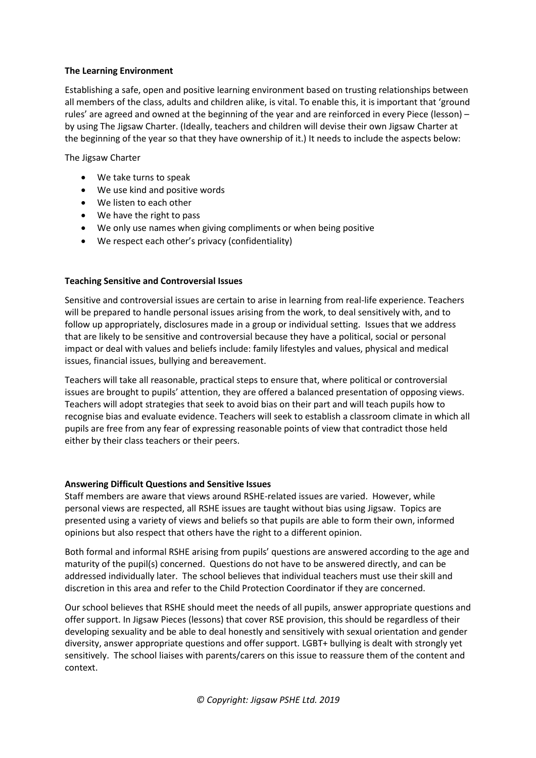**The Learning Environment**

Establishing a safe, open and positive learning environment based on trusting relationships between all members of the class, adults and children alike, is vital. To enable this, it is important that 'ground rules' are agreed and owned at the beginning of the year and are reinforced in every Piece (lesson) – by using The Jigsaw Charter. (Ideally, teachers and children will devise their own Jigsaw Charter at the beginning of the year so that they have ownership of it.) It needs to include the aspects below:

The Jigsaw Charter

- We take turns to speak
- We use kind and positive words
- We listen to each other
- We have the right to pass
- We only use names when giving compliments or when being positive
- We respect each other's privacy (confidentiality)

**Teaching Sensitive and Controversial Issues**

Sensitive and controversial issues are certain to arise in learning from real-life experience. Teachers will be prepared to handle personal issues arising from the work, to deal sensitively with, and to follow up appropriately, disclosures made in a group or individual setting. Issues that we address that are likely to be sensitive and controversial because they have a political, social or personal impact or deal with values and beliefs include: family lifestyles and values, physical and medical issues, financial issues, bullying and bereavement.

Teachers will take all reasonable, practical steps to ensure that, where political or controversial issues are brought to pupils' attention, they are offered a balanced presentation of opposing views. Teachers will adopt strategies that seek to avoid bias on their part and will teach pupils how to recognise bias and evaluate evidence. Teachers will seek to establish a classroom climate in which all pupils are free from any fear of expressing reasonable points of view that contradict those held either by their class teachers or their peers.

**Answering Difficult Questions and Sensitive Issues**

Staff members are aware that views around RSHE-related issues are varied. However, while personal views are respected, all RSHE issues are taught without bias using Jigsaw. Topics are presented using a variety of views and beliefs so that pupils are able to form their own, informed opinions but also respect that others have the right to a different opinion.

Both formal and informal RSHE arising from pupils' questions are answered according to the age and maturity of the pupil(s) concerned. Questions do not have to be answered directly, and can be addressed individually later. The school believes that individual teachers must use their skill and discretion in this area and refer to the Child Protection Coordinator if they are concerned.

Our school believes that RSHE should meet the needs of all pupils, answer appropriate questions and offer support. In Jigsaw Pieces (lessons) that cover RSE provision, this should be regardless of their developing sexuality and be able to deal honestly and sensitively with sexual orientation and gender diversity, answer appropriate questions and offer support. LGBT+ bullying is dealt with strongly yet sensitively. The school liaises with parents/carers on this issue to reassure them of the content and context.

*© Copyright: Jigsaw PSHE Ltd. 2019*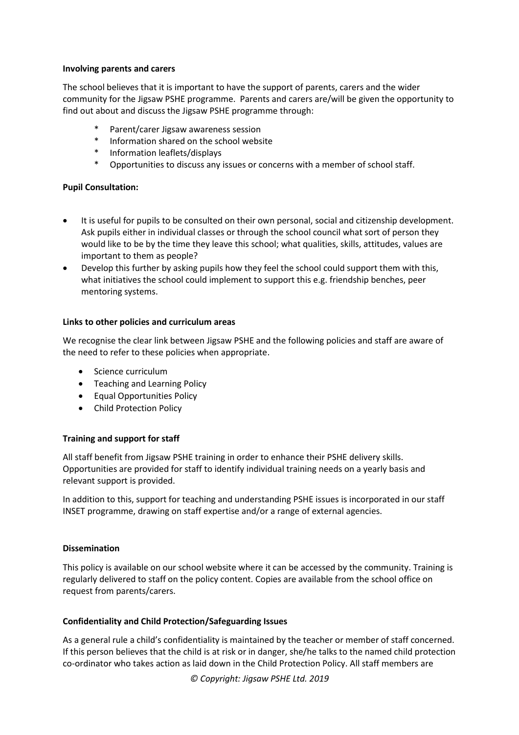**Involving parents and carers**

The school believes that it is important to have the support of parents, carers and the wider community for the Jigsaw PSHE programme. Parents and carers are/will be given the opportunity to find out about and discuss the Jigsaw PSHE programme through:

- Parent/carer Jigsaw awareness session
- Information shared on the school website
- Information leaflets/displays
- Opportunities to discuss any issues or concerns with a member of school staff.

**Pupil Consultation:**

- It is useful for pupils to be consulted on their own personal, social and citizenship development. Ask pupils either in individual classes or through the school council what sort of person they would like to be by the time they leave this school; what qualities, skills, attitudes, values are important to them as people?
- Develop this further by asking pupils how they feel the school could support them with this, what initiatives the school could implement to support this e.g. friendship benches, peer mentoring systems.

**Links to other policies and curriculum areas**

We recognise the clear link between Jigsaw PSHE and the following policies and staff are aware of the need to refer to these policies when appropriate.

- Science curriculum
- Teaching and Learning Policy
- Equal Opportunities Policy
- Child Protection Policy

**Training and support for staff**

All staff benefit from Jigsaw PSHE training in order to enhance their PSHE delivery skills. Opportunities are provided for staff to identify individual training needs on a yearly basis and relevant support is provided.

In addition to this, support for teaching and understanding PSHE issues is incorporated in our staff INSET programme, drawing on staff expertise and/or a range of external agencies.

**Dissemination**

This policy is available on our school website where it can be accessed by the community. Training is regularly delivered to staff on the policy content. Copies are available from the school office on request from parents/carers.

**Confidentiality and Child Protection/Safeguarding Issues**

As a general rule a child's confidentiality is maintained by the teacher or member of staff concerned. If this person believes that the child is at risk or in danger, she/he talks to the named child protection co-ordinator who takes action as laid down in the Child Protection Policy. All staff members are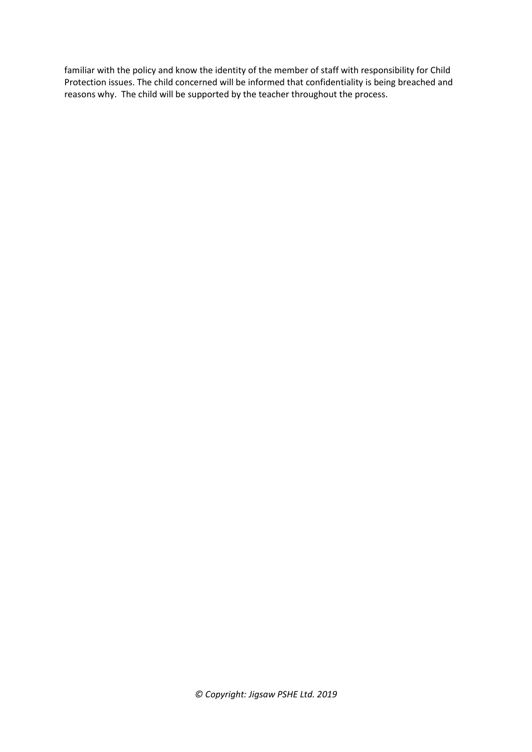familiar with the policy and know the identity of the member of staff with responsibility for Child Protection issues. The child concerned will be informed that confidentiality is being breached and reasons why. The child will be supported by the teacher throughout the process.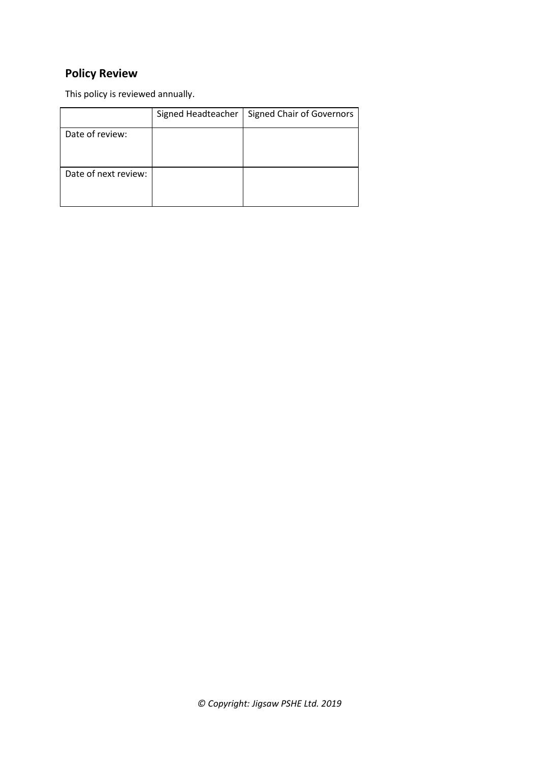## Policy Review

This policy is reviewed annually.

| | Signed Headteacher | Signed Chair of Governors |
|---|---|---|
| Date of review: | | |
| Date of next review: | | |

*© Copyright: Jigsaw PSHE Ltd. 2019*